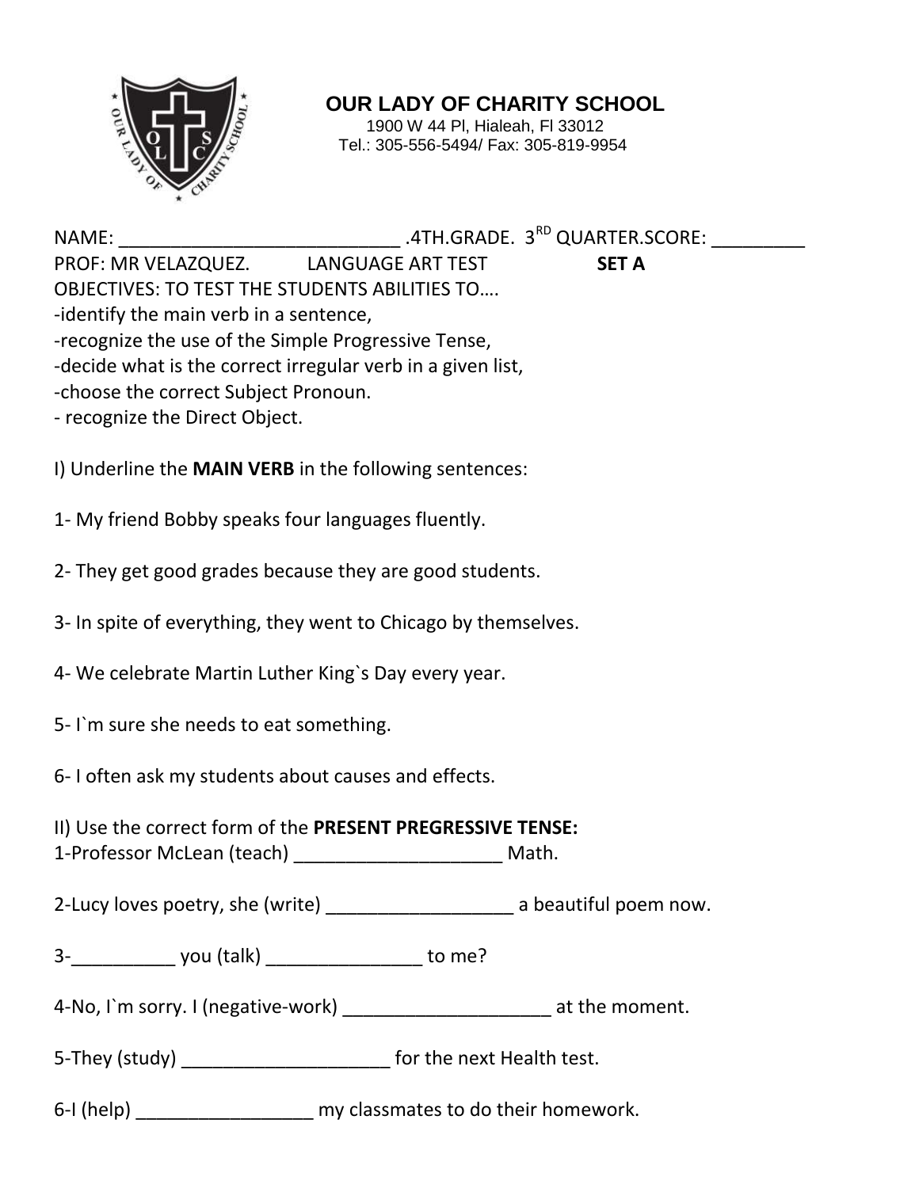# OUR LADY OF CHARITY SCHOOL

1900 W 44 Pl, Hialeah, Fl 33012
Tel.: 305-556-5494/ Fax: 305-819-9954

NAME: ___________________________ .4TH.GRADE. 3RD QUARTER.SCORE: _________
PROF: MR VELAZQUEZ. LANGUAGE ART TEST **SET A**
OBJECTIVES: TO TEST THE STUDENTS ABILITIES TO….
-identify the main verb in a sentence,
-recognize the use of the Simple Progressive Tense,
-decide what is the correct irregular verb in a given list,
-choose the correct Subject Pronoun.
- recognize the Direct Object.

I) Underline the **MAIN VERB** in the following sentences:

1- My friend Bobby speaks four languages fluently.

2- They get good grades because they are good students.

3- In spite of everything, they went to Chicago by themselves.

4- We celebrate Martin Luther King`s Day every year.

5- I`m sure she needs to eat something.

6- I often ask my students about causes and effects.

II) Use the correct form of the **PRESENT PREGRESSIVE TENSE:**
1-Professor McLean (teach) ____________________ Math.

2-Lucy loves poetry, she (write) __________________ a beautiful poem now.

3-__________ you (talk) _______________ to me?

4-No, I`m sorry. I (negative-work) ____________________ at the moment.

5-They (study) ____________________ for the next Health test.

6-I (help) _________________ my classmates to do their homework.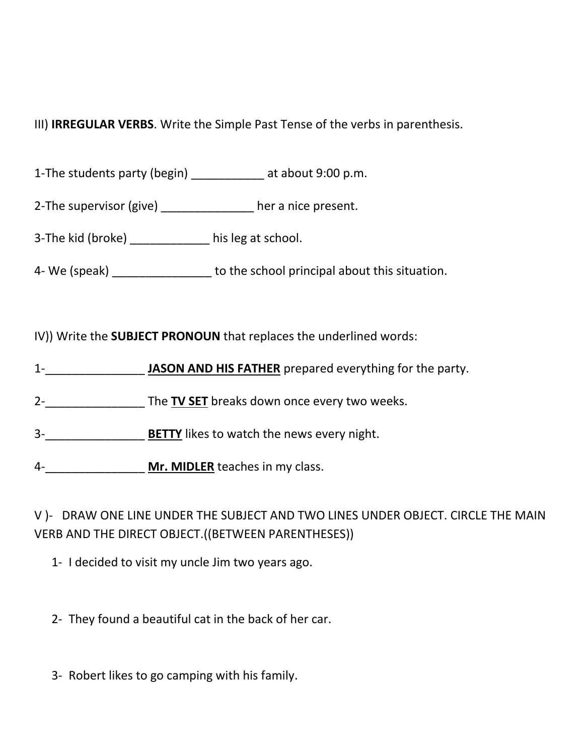III) **IRREGULAR VERBS**. Write the Simple Past Tense of the verbs in parenthesis.

1-The students party (begin) ___________ at about 9:00 p.m.

2-The supervisor (give) ______________ her a nice present.

3-The kid (broke) ____________ his leg at school.

4- We (speak) _______________ to the school principal about this situation.

IV)) Write the **SUBJECT PRONOUN** that replaces the underlined words:

1-_______________ <u>**JASON AND HIS FATHER**</u> prepared everything for the party.

2-_______________ The <u>**TV SET**</u> breaks down once every two weeks.

3-_______________ <u>**BETTY**</u> likes to watch the news every night.

4-_______________ <u>**Mr. MIDLER**</u> teaches in my class.

V )- DRAW ONE LINE UNDER THE SUBJECT AND TWO LINES UNDER OBJECT. CIRCLE THE MAIN VERB AND THE DIRECT OBJECT.((BETWEEN PARENTHESES))

1- I decided to visit my uncle Jim two years ago.

2- They found a beautiful cat in the back of her car.

3- Robert likes to go camping with his family.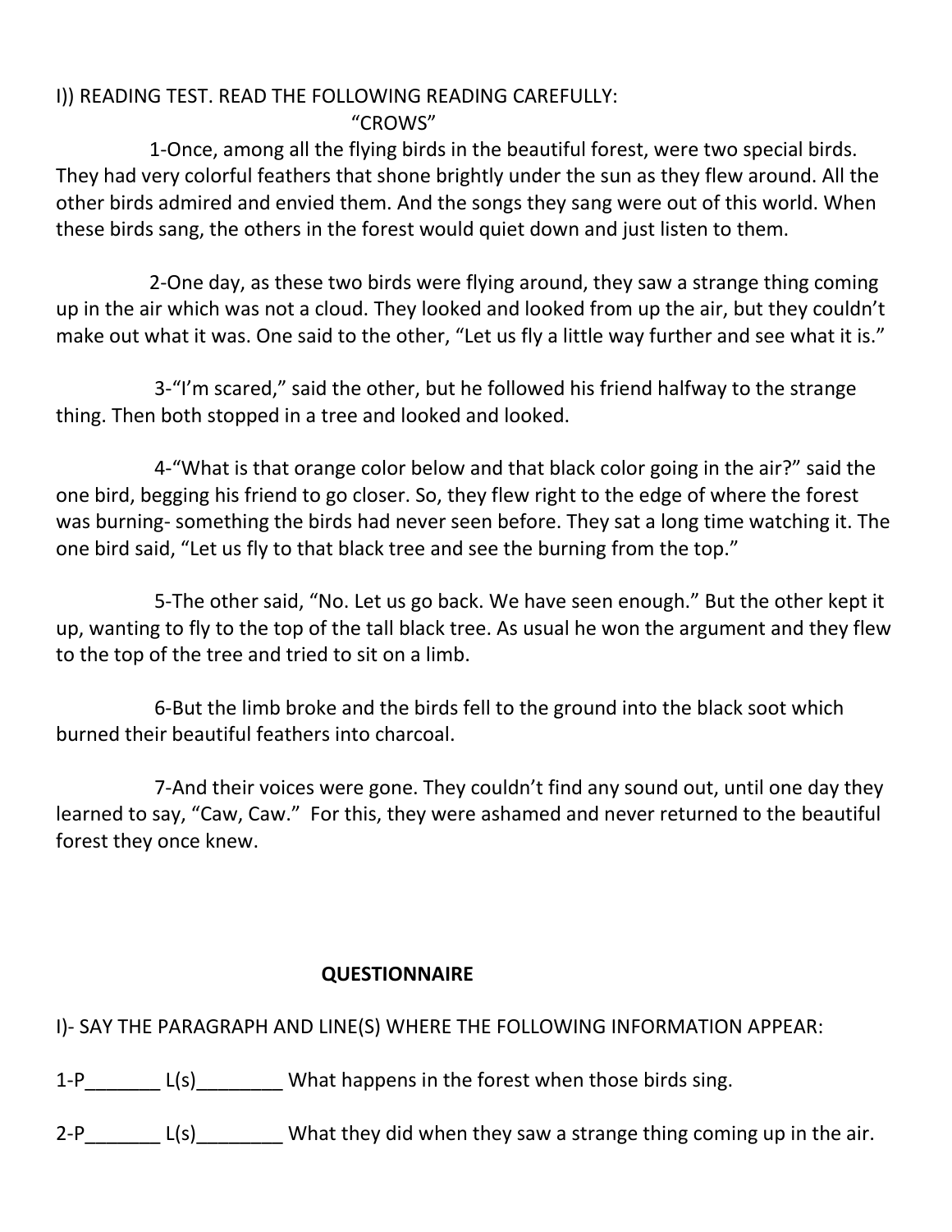I)) READING TEST. READ THE FOLLOWING READING CAREFULLY:

"CROWS"

1-Once, among all the flying birds in the beautiful forest, were two special birds. They had very colorful feathers that shone brightly under the sun as they flew around. All the other birds admired and envied them. And the songs they sang were out of this world. When these birds sang, the others in the forest would quiet down and just listen to them.

2-One day, as these two birds were flying around, they saw a strange thing coming up in the air which was not a cloud. They looked and looked from up the air, but they couldn't make out what it was. One said to the other, "Let us fly a little way further and see what it is."

3-"I'm scared," said the other, but he followed his friend halfway to the strange thing. Then both stopped in a tree and looked and looked.

4-"What is that orange color below and that black color going in the air?" said the one bird, begging his friend to go closer. So, they flew right to the edge of where the forest was burning- something the birds had never seen before. They sat a long time watching it. The one bird said, "Let us fly to that black tree and see the burning from the top."

5-The other said, "No. Let us go back. We have seen enough." But the other kept it up, wanting to fly to the top of the tall black tree. As usual he won the argument and they flew to the top of the tree and tried to sit on a limb.

6-But the limb broke and the birds fell to the ground into the black soot which burned their beautiful feathers into charcoal.

7-And their voices were gone. They couldn't find any sound out, until one day they learned to say, "Caw, Caw." For this, they were ashamed and never returned to the beautiful forest they once knew.

**QUESTIONNAIRE**

I)- SAY THE PARAGRAPH AND LINE(S) WHERE THE FOLLOWING INFORMATION APPEAR:

1-P_______ L(s)________ What happens in the forest when those birds sing.

2-P_______ L(s)________ What they did when they saw a strange thing coming up in the air.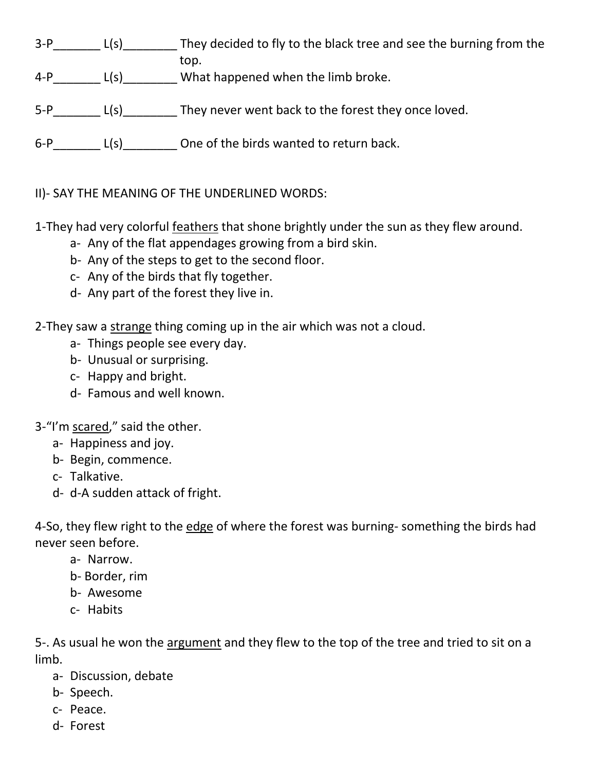3-P_______ L(s)________ They decided to fly to the black tree and see the burning from the top.

4-P_______ L(s)________ What happened when the limb broke.

5-P_______ L(s)________ They never went back to the forest they once loved.

6-P_______ L(s)________ One of the birds wanted to return back.

II)- SAY THE MEANING OF THE UNDERLINED WORDS:

1-They had very colorful <u>feathers</u> that shone brightly under the sun as they flew around.

- a- Any of the flat appendages growing from a bird skin.
- b- Any of the steps to get to the second floor.
- c- Any of the birds that fly together.
- d- Any part of the forest they live in.

2-They saw a <u>strange</u> thing coming up in the air which was not a cloud.

- a- Things people see every day.
- b- Unusual or surprising.
- c- Happy and bright.
- d- Famous and well known.

3-"I'm <u>scared</u>," said the other.

- a- Happiness and joy.
- b- Begin, commence.
- c- Talkative.
- d- d-A sudden attack of fright.

4-So, they flew right to the <u>edge</u> of where the forest was burning- something the birds had never seen before.

- a- Narrow.
- b- Border, rim
- b- Awesome
- c- Habits

5-. As usual he won the <u>argument</u> and they flew to the top of the tree and tried to sit on a limb.

- a- Discussion, debate
- b- Speech.
- c- Peace.
- d- Forest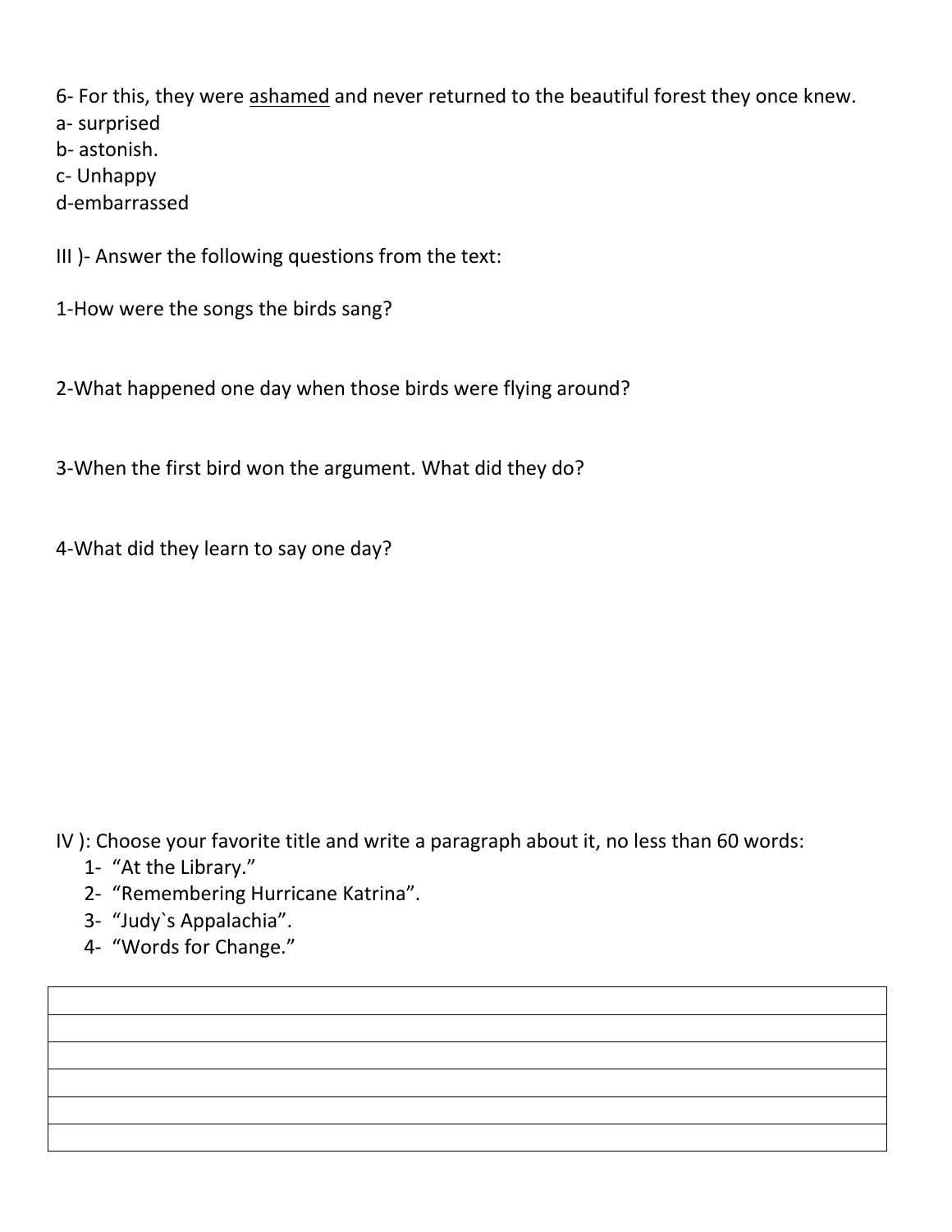6- For this, they were <u>ashamed</u> and never returned to the beautiful forest they once knew.
a- surprised
b- astonish.
c- Unhappy
d-embarrassed

III )- Answer the following questions from the text:

1-How were the songs the birds sang?

2-What happened one day when those birds were flying around?

3-When the first bird won the argument. What did they do?

4-What did they learn to say one day?

IV ): Choose your favorite title and write a paragraph about it, no less than 60 words:

1- "At the Library."
2- "Remembering Hurricane Katrina".
3- "Judy`s Appalachia".
4- "Words for Change."

| |
|---|
| |
| |
| |
| |
| |